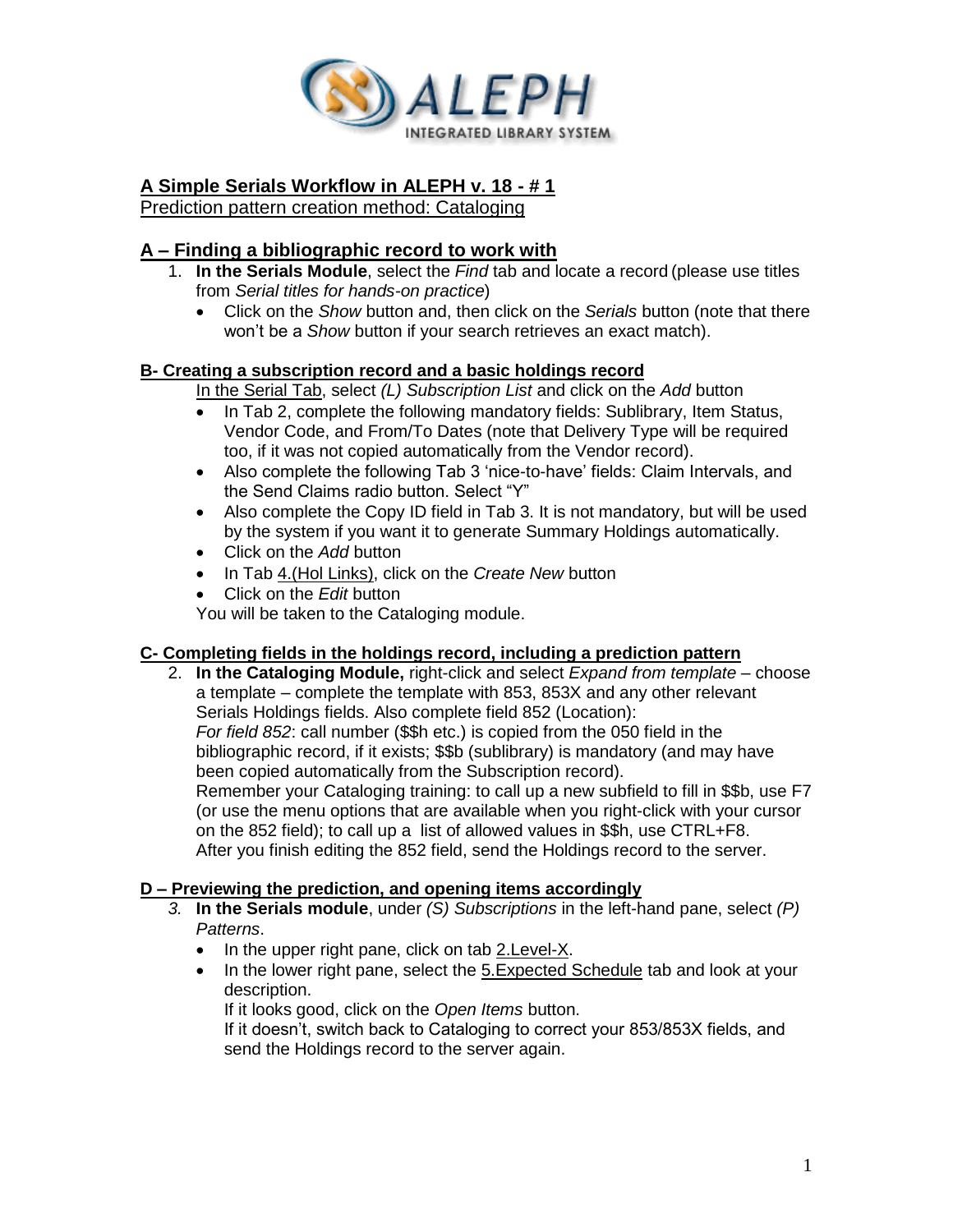## A Simple Serials Workflow in ALEPH v. 18 - # 1

Prediction pattern creation method: Cataloging

## A – Finding a bibliographic record to work with

1. **In the Serials Module**, select the *Find* tab and locate a record (please use titles from *Serial titles for hands-on practice*)
   - Click on the *Show* button and, then click on the *Serials* button (note that there won't be a *Show* button if your search retrieves an exact match).

### B- Creating a subscription record and a basic holdings record

In the Serial Tab, select *(L) Subscription List* and click on the *Add* button

- In Tab 2, complete the following mandatory fields: Sublibrary, Item Status, Vendor Code, and From/To Dates (note that Delivery Type will be required too, if it was not copied automatically from the Vendor record).
- Also complete the following Tab 3 'nice-to-have' fields: Claim Intervals, and the Send Claims radio button. Select "Y"
- Also complete the Copy ID field in Tab 3. It is not mandatory, but will be used by the system if you want it to generate Summary Holdings automatically.
- Click on the *Add* button
- In Tab 4.(Hol Links), click on the *Create New* button
- Click on the *Edit* button

You will be taken to the Cataloging module.

### C- Completing fields in the holdings record, including a prediction pattern

2. **In the Cataloging Module,** right-click and select *Expand from template* – choose a template – complete the template with 853, 853X and any other relevant Serials Holdings fields. Also complete field 852 (Location):
   *For field 852*: call number ($$h etc.) is copied from the 050 field in the bibliographic record, if it exists; $$b (sublibrary) is mandatory (and may have been copied automatically from the Subscription record).
   Remember your Cataloging training: to call up a new subfield to fill in $$b, use F7 (or use the menu options that are available when you right-click with your cursor on the 852 field); to call up a list of allowed values in $$h, use CTRL+F8.
   After you finish editing the 852 field, send the Holdings record to the server.

### D – Previewing the prediction, and opening items accordingly

3. **In the Serials module**, under *(S) Subscriptions* in the left-hand pane, select *(P) Patterns*.
   - In the upper right pane, click on tab 2.Level-X.
   - In the lower right pane, select the 5.Expected Schedule tab and look at your description.
     If it looks good, click on the *Open Items* button.
     If it doesn't, switch back to Cataloging to correct your 853/853X fields, and send the Holdings record to the server again.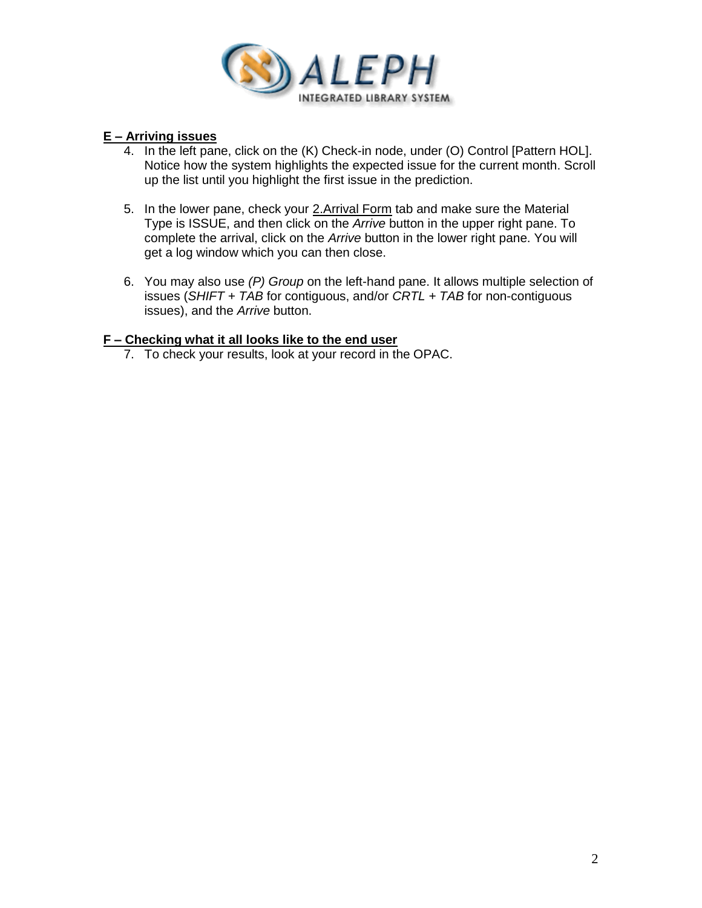## E – Arriving issues

4. In the left pane, click on the (K) Check-in node, under (O) Control [Pattern HOL]. Notice how the system highlights the expected issue for the current month. Scroll up the list until you highlight the first issue in the prediction.

5. In the lower pane, check your 2.Arrival Form tab and make sure the Material Type is ISSUE, and then click on the *Arrive* button in the upper right pane. To complete the arrival, click on the *Arrive* button in the lower right pane. You will get a log window which you can then close.

6. You may also use *(P) Group* on the left-hand pane. It allows multiple selection of issues (*SHIFT* + *TAB* for contiguous, and/or *CRTL* + *TAB* for non-contiguous issues), and the *Arrive* button.

## F – Checking what it all looks like to the end user

7. To check your results, look at your record in the OPAC.